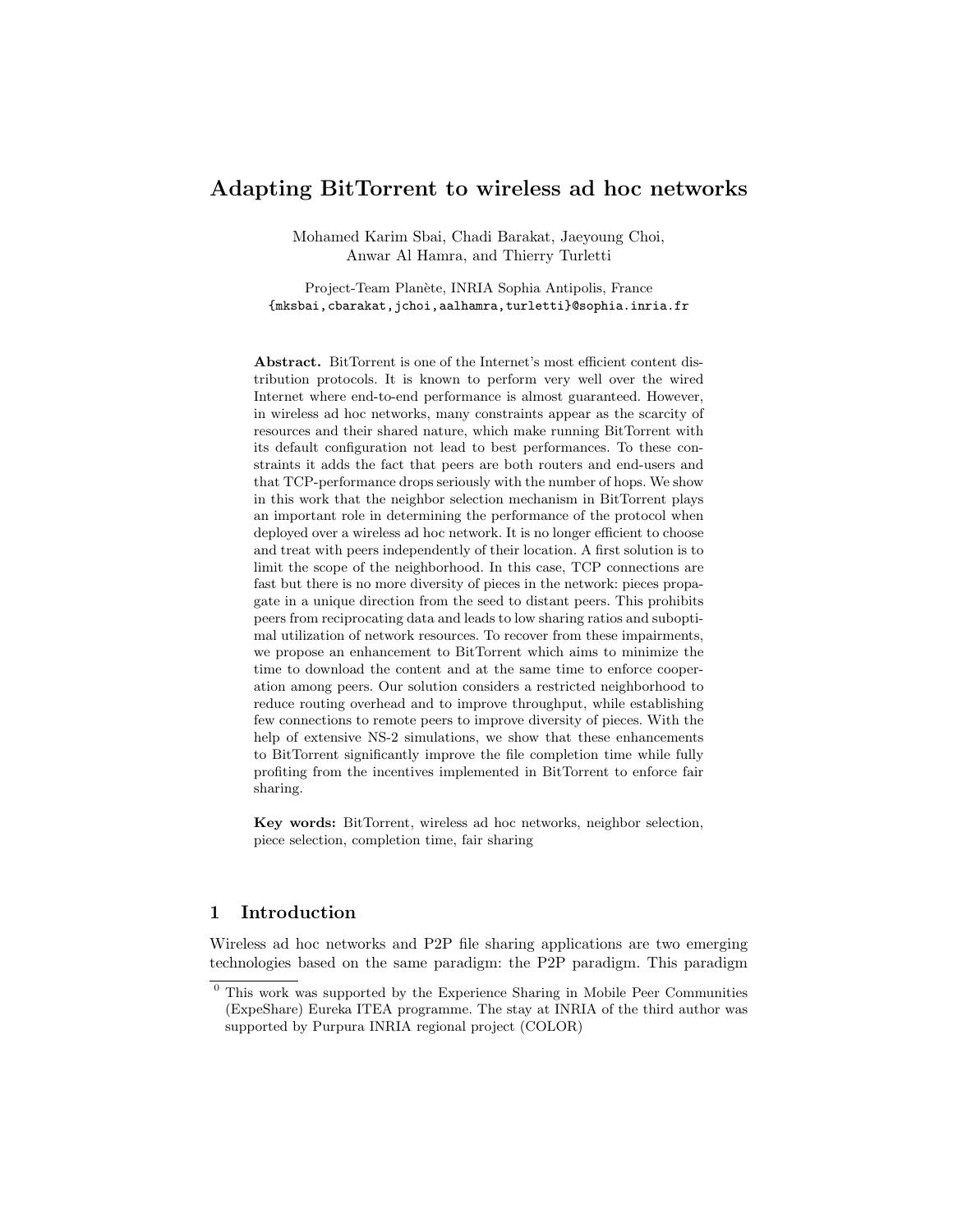# Adapting BitTorrent to wireless ad hoc networks

Mohamed Karim Sbai, Chadi Barakat, Jaeyoung Choi, Anwar Al Hamra, and Thierry Turletti

Project-Team Planète, INRIA Sophia Antipolis, France
{mksbai,cbarakat,jchoi,aalhamra,turletti}@sophia.inria.fr

**Abstract.** BitTorrent is one of the Internet's most efficient content distribution protocols. It is known to perform very well over the wired Internet where end-to-end performance is almost guaranteed. However, in wireless ad hoc networks, many constraints appear as the scarcity of resources and their shared nature, which make running BitTorrent with its default configuration not lead to best performances. To these constraints it adds the fact that peers are both routers and end-users and that TCP-performance drops seriously with the number of hops. We show in this work that the neighbor selection mechanism in BitTorrent plays an important role in determining the performance of the protocol when deployed over a wireless ad hoc network. It is no longer efficient to choose and treat with peers independently of their location. A first solution is to limit the scope of the neighborhood. In this case, TCP connections are fast but there is no more diversity of pieces in the network: pieces propagate in a unique direction from the seed to distant peers. This prohibits peers from reciprocating data and leads to low sharing ratios and suboptimal utilization of network resources. To recover from these impairments, we propose an enhancement to BitTorrent which aims to minimize the time to download the content and at the same time to enforce cooperation among peers. Our solution considers a restricted neighborhood to reduce routing overhead and to improve throughput, while establishing few connections to remote peers to improve diversity of pieces. With the help of extensive NS-2 simulations, we show that these enhancements to BitTorrent significantly improve the file completion time while fully profiting from the incentives implemented in BitTorrent to enforce fair sharing.

**Key words:** BitTorrent, wireless ad hoc networks, neighbor selection, piece selection, completion time, fair sharing

## 1 Introduction

Wireless ad hoc networks and P2P file sharing applications are two emerging technologies based on the same paradigm: the P2P paradigm. This paradigm

[0] This work was supported by the Experience Sharing in Mobile Peer Communities (ExpeShare) Eureka ITEA programme. The stay at INRIA of the third author was supported by Purpura INRIA regional project (COLOR)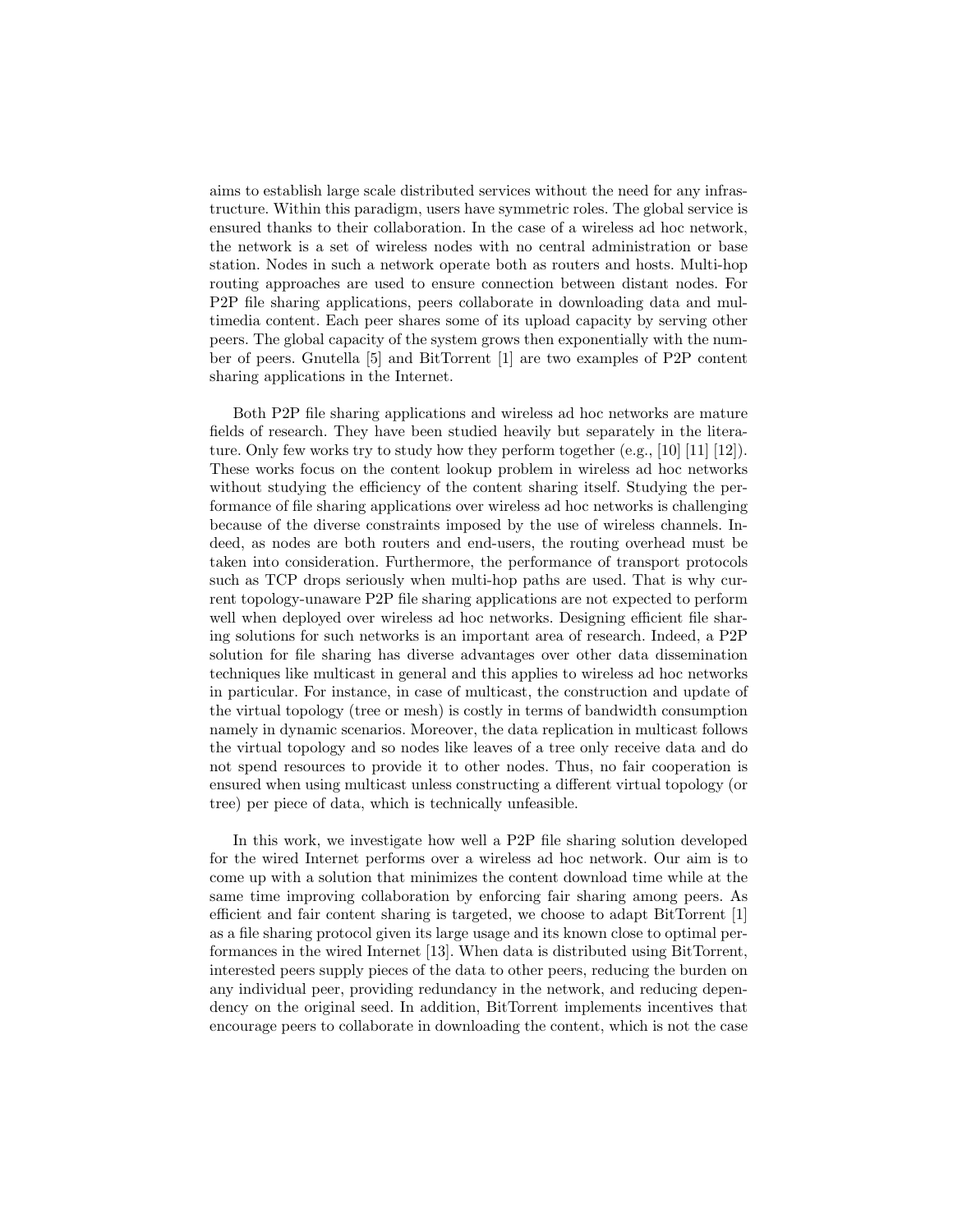aims to establish large scale distributed services without the need for any infrastructure. Within this paradigm, users have symmetric roles. The global service is ensured thanks to their collaboration. In the case of a wireless ad hoc network, the network is a set of wireless nodes with no central administration or base station. Nodes in such a network operate both as routers and hosts. Multi-hop routing approaches are used to ensure connection between distant nodes. For P2P file sharing applications, peers collaborate in downloading data and multimedia content. Each peer shares some of its upload capacity by serving other peers. The global capacity of the system grows then exponentially with the number of peers. Gnutella [5] and BitTorrent [1] are two examples of P2P content sharing applications in the Internet.

Both P2P file sharing applications and wireless ad hoc networks are mature fields of research. They have been studied heavily but separately in the literature. Only few works try to study how they perform together (e.g., [10] [11] [12]). These works focus on the content lookup problem in wireless ad hoc networks without studying the efficiency of the content sharing itself. Studying the performance of file sharing applications over wireless ad hoc networks is challenging because of the diverse constraints imposed by the use of wireless channels. Indeed, as nodes are both routers and end-users, the routing overhead must be taken into consideration. Furthermore, the performance of transport protocols such as TCP drops seriously when multi-hop paths are used. That is why current topology-unaware P2P file sharing applications are not expected to perform well when deployed over wireless ad hoc networks. Designing efficient file sharing solutions for such networks is an important area of research. Indeed, a P2P solution for file sharing has diverse advantages over other data dissemination techniques like multicast in general and this applies to wireless ad hoc networks in particular. For instance, in case of multicast, the construction and update of the virtual topology (tree or mesh) is costly in terms of bandwidth consumption namely in dynamic scenarios. Moreover, the data replication in multicast follows the virtual topology and so nodes like leaves of a tree only receive data and do not spend resources to provide it to other nodes. Thus, no fair cooperation is ensured when using multicast unless constructing a different virtual topology (or tree) per piece of data, which is technically unfeasible.

In this work, we investigate how well a P2P file sharing solution developed for the wired Internet performs over a wireless ad hoc network. Our aim is to come up with a solution that minimizes the content download time while at the same time improving collaboration by enforcing fair sharing among peers. As efficient and fair content sharing is targeted, we choose to adapt BitTorrent [1] as a file sharing protocol given its large usage and its known close to optimal performances in the wired Internet [13]. When data is distributed using BitTorrent, interested peers supply pieces of the data to other peers, reducing the burden on any individual peer, providing redundancy in the network, and reducing dependency on the original seed. In addition, BitTorrent implements incentives that encourage peers to collaborate in downloading the content, which is not the case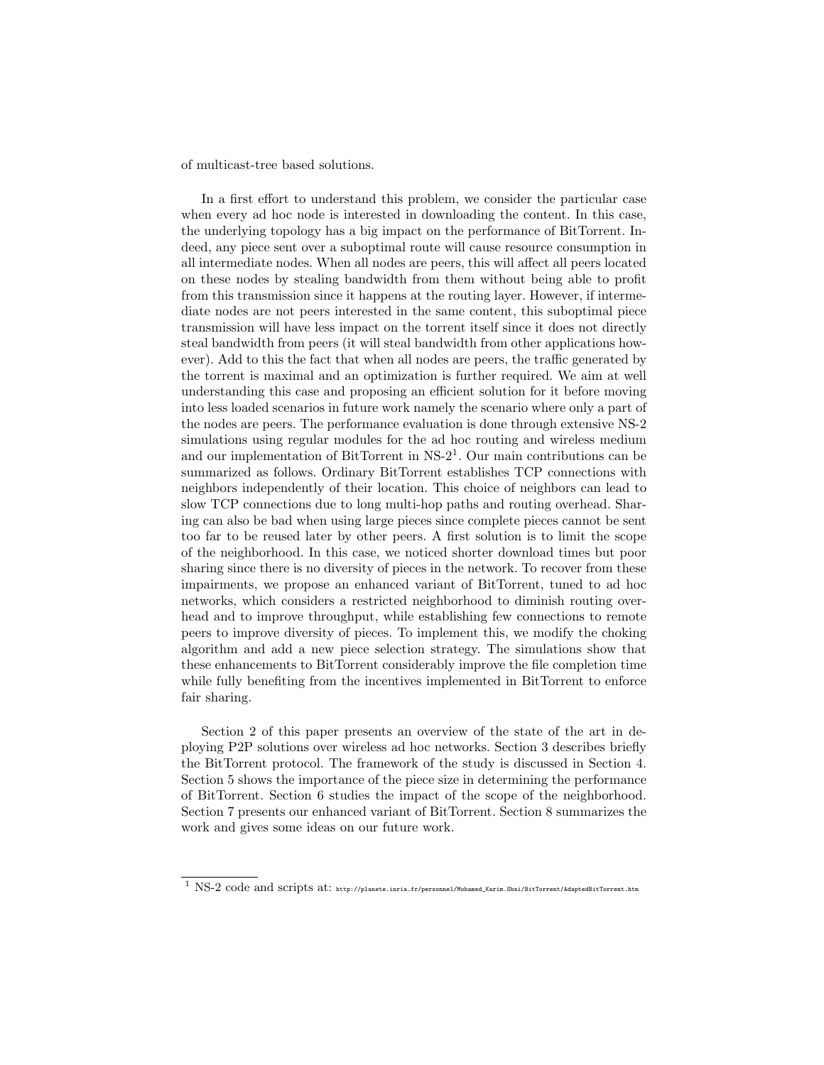of multicast-tree based solutions.

In a first effort to understand this problem, we consider the particular case when every ad hoc node is interested in downloading the content. In this case, the underlying topology has a big impact on the performance of BitTorrent. Indeed, any piece sent over a suboptimal route will cause resource consumption in all intermediate nodes. When all nodes are peers, this will affect all peers located on these nodes by stealing bandwidth from them without being able to profit from this transmission since it happens at the routing layer. However, if intermediate nodes are not peers interested in the same content, this suboptimal piece transmission will have less impact on the torrent itself since it does not directly steal bandwidth from peers (it will steal bandwidth from other applications however). Add to this the fact that when all nodes are peers, the traffic generated by the torrent is maximal and an optimization is further required. We aim at well understanding this case and proposing an efficient solution for it before moving into less loaded scenarios in future work namely the scenario where only a part of the nodes are peers. The performance evaluation is done through extensive NS-2 simulations using regular modules for the ad hoc routing and wireless medium and our implementation of BitTorrent in NS-2[1]. Our main contributions can be summarized as follows. Ordinary BitTorrent establishes TCP connections with neighbors independently of their location. This choice of neighbors can lead to slow TCP connections due to long multi-hop paths and routing overhead. Sharing can also be bad when using large pieces since complete pieces cannot be sent too far to be reused later by other peers. A first solution is to limit the scope of the neighborhood. In this case, we noticed shorter download times but poor sharing since there is no diversity of pieces in the network. To recover from these impairments, we propose an enhanced variant of BitTorrent, tuned to ad hoc networks, which considers a restricted neighborhood to diminish routing overhead and to improve throughput, while establishing few connections to remote peers to improve diversity of pieces. To implement this, we modify the choking algorithm and add a new piece selection strategy. The simulations show that these enhancements to BitTorrent considerably improve the file completion time while fully benefiting from the incentives implemented in BitTorrent to enforce fair sharing.

Section 2 of this paper presents an overview of the state of the art in deploying P2P solutions over wireless ad hoc networks. Section 3 describes briefly the BitTorrent protocol. The framework of the study is discussed in Section 4. Section 5 shows the importance of the piece size in determining the performance of BitTorrent. Section 6 studies the impact of the scope of the neighborhood. Section 7 presents our enhanced variant of BitTorrent. Section 8 summarizes the work and gives some ideas on our future work.

[1] NS-2 code and scripts at: http://planete.inria.fr/personnel/Mohamed_Karim.Sbai/BitTorrent/AdaptedBitTorrent.htm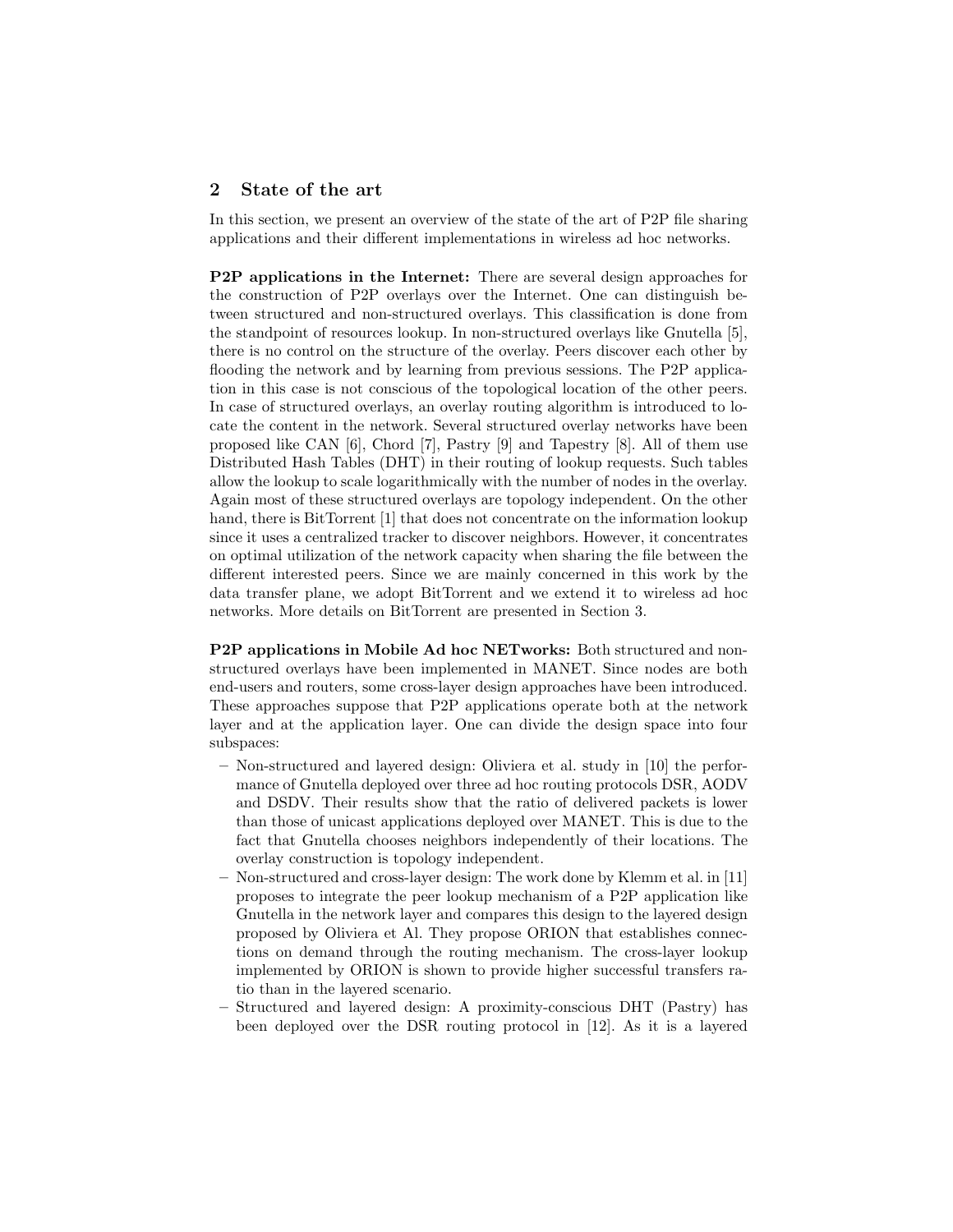## 2 State of the art

In this section, we present an overview of the state of the art of P2P file sharing applications and their different implementations in wireless ad hoc networks.

**P2P applications in the Internet:** There are several design approaches for the construction of P2P overlays over the Internet. One can distinguish between structured and non-structured overlays. This classification is done from the standpoint of resources lookup. In non-structured overlays like Gnutella [5], there is no control on the structure of the overlay. Peers discover each other by flooding the network and by learning from previous sessions. The P2P application in this case is not conscious of the topological location of the other peers. In case of structured overlays, an overlay routing algorithm is introduced to locate the content in the network. Several structured overlay networks have been proposed like CAN [6], Chord [7], Pastry [9] and Tapestry [8]. All of them use Distributed Hash Tables (DHT) in their routing of lookup requests. Such tables allow the lookup to scale logarithmically with the number of nodes in the overlay. Again most of these structured overlays are topology independent. On the other hand, there is BitTorrent [1] that does not concentrate on the information lookup since it uses a centralized tracker to discover neighbors. However, it concentrates on optimal utilization of the network capacity when sharing the file between the different interested peers. Since we are mainly concerned in this work by the data transfer plane, we adopt BitTorrent and we extend it to wireless ad hoc networks. More details on BitTorrent are presented in Section 3.

**P2P applications in Mobile Ad hoc NETworks:** Both structured and non-structured overlays have been implemented in MANET. Since nodes are both end-users and routers, some cross-layer design approaches have been introduced. These approaches suppose that P2P applications operate both at the network layer and at the application layer. One can divide the design space into four subspaces:

- Non-structured and layered design: Oliviera et al. study in [10] the performance of Gnutella deployed over three ad hoc routing protocols DSR, AODV and DSDV. Their results show that the ratio of delivered packets is lower than those of unicast applications deployed over MANET. This is due to the fact that Gnutella chooses neighbors independently of their locations. The overlay construction is topology independent.
- Non-structured and cross-layer design: The work done by Klemm et al. in [11] proposes to integrate the peer lookup mechanism of a P2P application like Gnutella in the network layer and compares this design to the layered design proposed by Oliviera et Al. They propose ORION that establishes connections on demand through the routing mechanism. The cross-layer lookup implemented by ORION is shown to provide higher successful transfers ratio than in the layered scenario.
- Structured and layered design: A proximity-conscious DHT (Pastry) has been deployed over the DSR routing protocol in [12]. As it is a layered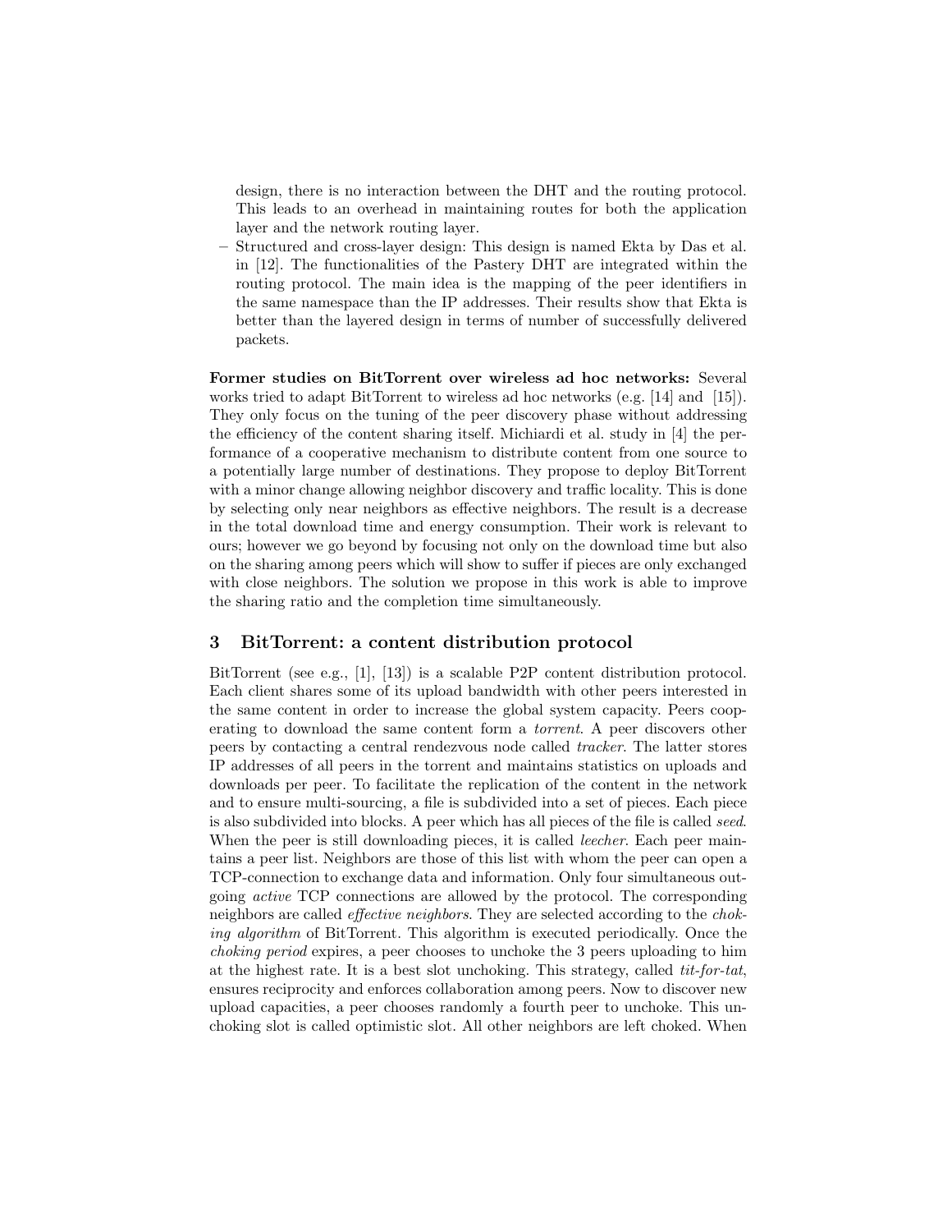design, there is no interaction between the DHT and the routing protocol. This leads to an overhead in maintaining routes for both the application layer and the network routing layer.

- Structured and cross-layer design: This design is named Ekta by Das et al. in [12]. The functionalities of the Pastery DHT are integrated within the routing protocol. The main idea is the mapping of the peer identifiers in the same namespace than the IP addresses. Their results show that Ekta is better than the layered design in terms of number of successfully delivered packets.

**Former studies on BitTorrent over wireless ad hoc networks:** Several works tried to adapt BitTorrent to wireless ad hoc networks (e.g. [14] and [15]). They only focus on the tuning of the peer discovery phase without addressing the efficiency of the content sharing itself. Michiardi et al. study in [4] the performance of a cooperative mechanism to distribute content from one source to a potentially large number of destinations. They propose to deploy BitTorrent with a minor change allowing neighbor discovery and traffic locality. This is done by selecting only near neighbors as effective neighbors. The result is a decrease in the total download time and energy consumption. Their work is relevant to ours; however we go beyond by focusing not only on the download time but also on the sharing among peers which will show to suffer if pieces are only exchanged with close neighbors. The solution we propose in this work is able to improve the sharing ratio and the completion time simultaneously.

## 3 BitTorrent: a content distribution protocol

BitTorrent (see e.g., [1], [13]) is a scalable P2P content distribution protocol. Each client shares some of its upload bandwidth with other peers interested in the same content in order to increase the global system capacity. Peers cooperating to download the same content form a *torrent*. A peer discovers other peers by contacting a central rendezvous node called *tracker*. The latter stores IP addresses of all peers in the torrent and maintains statistics on uploads and downloads per peer. To facilitate the replication of the content in the network and to ensure multi-sourcing, a file is subdivided into a set of pieces. Each piece is also subdivided into blocks. A peer which has all pieces of the file is called *seed*. When the peer is still downloading pieces, it is called *leecher*. Each peer maintains a peer list. Neighbors are those of this list with whom the peer can open a TCP-connection to exchange data and information. Only four simultaneous outgoing *active* TCP connections are allowed by the protocol. The corresponding neighbors are called *effective neighbors*. They are selected according to the *choking algorithm* of BitTorrent. This algorithm is executed periodically. Once the *choking period* expires, a peer chooses to unchoke the 3 peers uploading to him at the highest rate. It is a best slot unchoking. This strategy, called *tit-for-tat*, ensures reciprocity and enforces collaboration among peers. Now to discover new upload capacities, a peer chooses randomly a fourth peer to unchoke. This unchoking slot is called optimistic slot. All other neighbors are left choked. When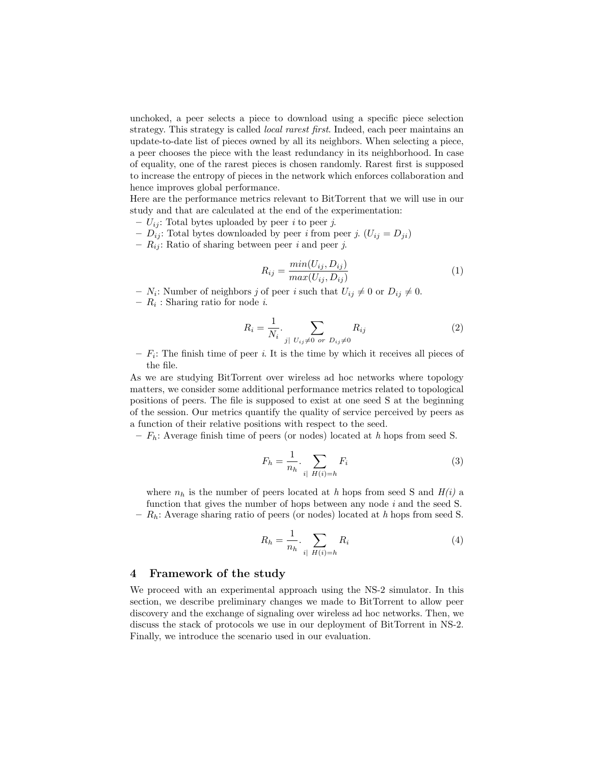unchoked, a peer selects a piece to download using a specific piece selection strategy. This strategy is called *local rarest first*. Indeed, each peer maintains an update-to-date list of pieces owned by all its neighbors. When selecting a piece, a peer chooses the piece with the least redundancy in its neighborhood. In case of equality, one of the rarest pieces is chosen randomly. Rarest first is supposed to increase the entropy of pieces in the network which enforces collaboration and hence improves global performance.

Here are the performance metrics relevant to BitTorrent that we will use in our study and that are calculated at the end of the experimentation:

- $U_{ij}$: Total bytes uploaded by peer $i$ to peer $j$.
- $D_{ij}$: Total bytes downloaded by peer $i$ from peer $j$. ($U_{ij} = D_{ji}$)
- $R_{ij}$: Ratio of sharing between peer $i$ and peer $j$.

$$R_{ij} = \frac{min(U_{ij}, D_{ij})}{max(U_{ij}, D_{ij})} \tag{1}$$

- $N_i$: Number of neighbors $j$ of peer $i$ such that $U_{ij} \neq 0$ or $D_{ij} \neq 0$.
- $R_i$ : Sharing ratio for node $i$.

$$R_i = \frac{1}{N_i} . \sum_{j| \ U_{ij} \neq 0 \ or \ D_{ij} \neq 0} R_{ij} \tag{2}$$

- $F_i$: The finish time of peer $i$. It is the time by which it receives all pieces of the file.

As we are studying BitTorrent over wireless ad hoc networks where topology matters, we consider some additional performance metrics related to topological positions of peers. The file is supposed to exist at one seed S at the beginning of the session. Our metrics quantify the quality of service perceived by peers as a function of their relative positions with respect to the seed.

- $F_h$: Average finish time of peers (or nodes) located at $h$ hops from seed S.

$$F_h = \frac{1}{n_h} . \sum_{i| \ H(i)=h} F_i \tag{3}$$

  where $n_h$ is the number of peers located at $h$ hops from seed S and *H(i)* a function that gives the number of hops between any node $i$ and the seed S.
- $R_h$: Average sharing ratio of peers (or nodes) located at $h$ hops from seed S.

$$R_h = \frac{1}{n_h} . \sum_{i| \ H(i)=h} R_i \tag{4}$$

## 4 Framework of the study

We proceed with an experimental approach using the NS-2 simulator. In this section, we describe preliminary changes we made to BitTorrent to allow peer discovery and the exchange of signaling over wireless ad hoc networks. Then, we discuss the stack of protocols we use in our deployment of BitTorrent in NS-2. Finally, we introduce the scenario used in our evaluation.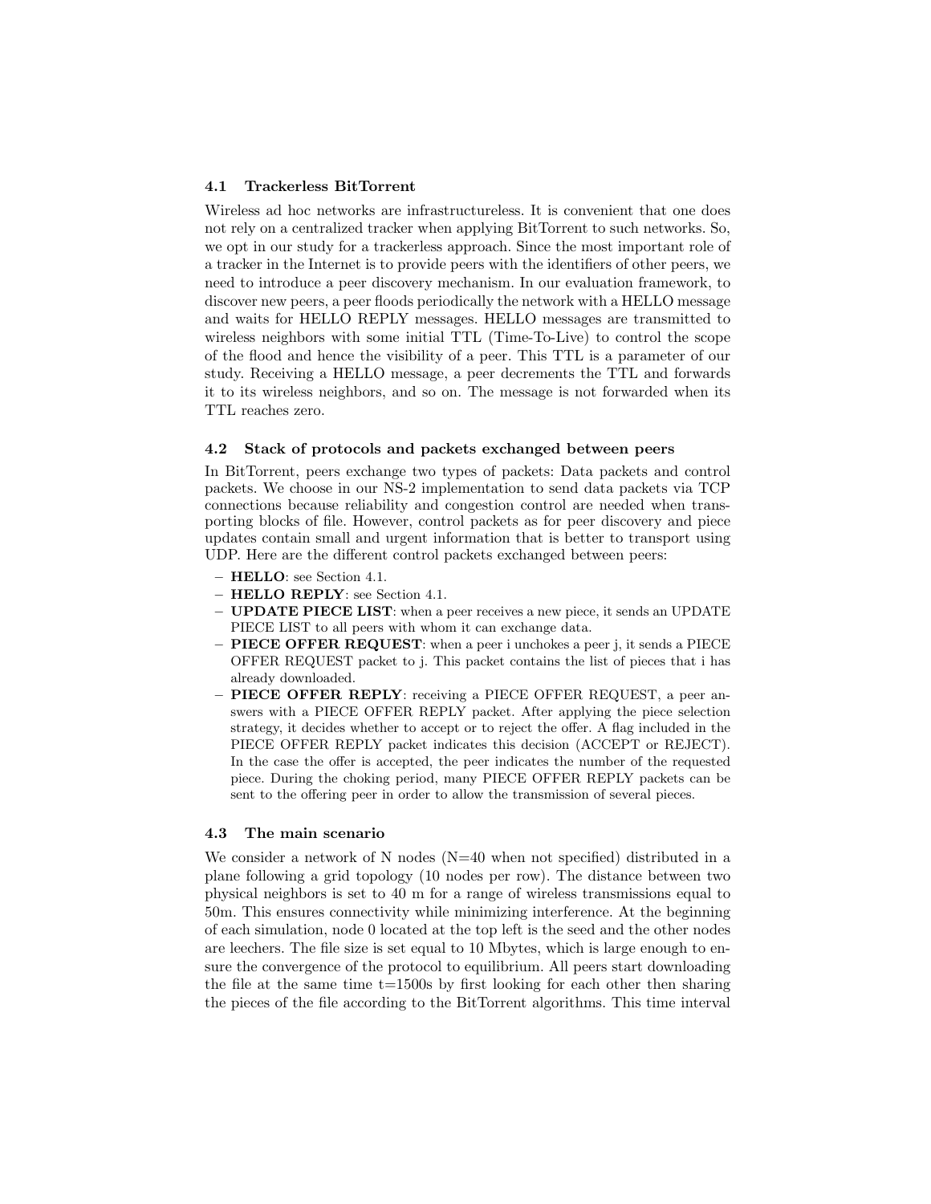### 4.1 Trackerless BitTorrent

Wireless ad hoc networks are infrastructureless. It is convenient that one does not rely on a centralized tracker when applying BitTorrent to such networks. So, we opt in our study for a trackerless approach. Since the most important role of a tracker in the Internet is to provide peers with the identifiers of other peers, we need to introduce a peer discovery mechanism. In our evaluation framework, to discover new peers, a peer floods periodically the network with a HELLO message and waits for HELLO REPLY messages. HELLO messages are transmitted to wireless neighbors with some initial TTL (Time-To-Live) to control the scope of the flood and hence the visibility of a peer. This TTL is a parameter of our study. Receiving a HELLO message, a peer decrements the TTL and forwards it to its wireless neighbors, and so on. The message is not forwarded when its TTL reaches zero.

### 4.2 Stack of protocols and packets exchanged between peers

In BitTorrent, peers exchange two types of packets: Data packets and control packets. We choose in our NS-2 implementation to send data packets via TCP connections because reliability and congestion control are needed when transporting blocks of file. However, control packets as for peer discovery and piece updates contain small and urgent information that is better to transport using UDP. Here are the different control packets exchanged between peers:

- **HELLO**: see Section 4.1.
- **HELLO REPLY**: see Section 4.1.
- **UPDATE PIECE LIST**: when a peer receives a new piece, it sends an UPDATE PIECE LIST to all peers with whom it can exchange data.
- **PIECE OFFER REQUEST**: when a peer i unchokes a peer j, it sends a PIECE OFFER REQUEST packet to j. This packet contains the list of pieces that i has already downloaded.
- **PIECE OFFER REPLY**: receiving a PIECE OFFER REQUEST, a peer answers with a PIECE OFFER REPLY packet. After applying the piece selection strategy, it decides whether to accept or to reject the offer. A flag included in the PIECE OFFER REPLY packet indicates this decision (ACCEPT or REJECT). In the case the offer is accepted, the peer indicates the number of the requested piece. During the choking period, many PIECE OFFER REPLY packets can be sent to the offering peer in order to allow the transmission of several pieces.

### 4.3 The main scenario

We consider a network of N nodes (N=40 when not specified) distributed in a plane following a grid topology (10 nodes per row). The distance between two physical neighbors is set to 40 m for a range of wireless transmissions equal to 50m. This ensures connectivity while minimizing interference. At the beginning of each simulation, node 0 located at the top left is the seed and the other nodes are leechers. The file size is set equal to 10 Mbytes, which is large enough to ensure the convergence of the protocol to equilibrium. All peers start downloading the file at the same time t=1500s by first looking for each other then sharing the pieces of the file according to the BitTorrent algorithms. This time interval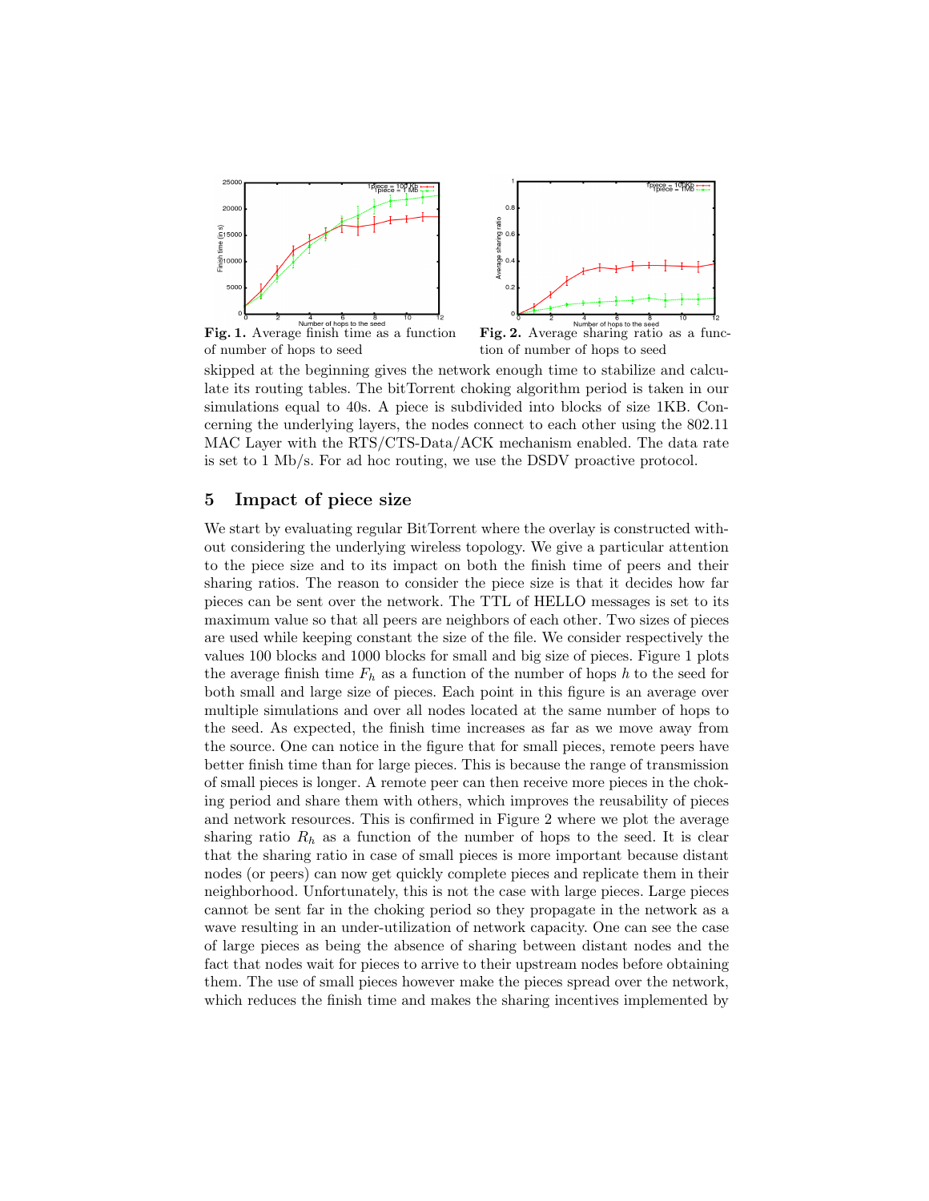25000
20000
15000
10000
5000
0
Finish time (in s)
0 2 4 6 8 10 12
Number of hops to the seed
1piece = 100 Kb
1piece = 1 MB

**Fig. 1.** Average finish time as a function of number of hops to seed

1
0.8
0.6
0.4
0.2
0
Average sharing ratio
0 2 4 6 8 10 12
Number of hops to the seed
1piece = 100Kb
1piece = 1MB

**Fig. 2.** Average sharing ratio as a function of number of hops to seed

skipped at the beginning gives the network enough time to stabilize and calculate its routing tables. The bitTorrent choking algorithm period is taken in our simulations equal to 40s. A piece is subdivided into blocks of size 1KB. Concerning the underlying layers, the nodes connect to each other using the 802.11 MAC Layer with the RTS/CTS-Data/ACK mechanism enabled. The data rate is set to 1 Mb/s. For ad hoc routing, we use the DSDV proactive protocol.

## 5 Impact of piece size

We start by evaluating regular BitTorrent where the overlay is constructed without considering the underlying wireless topology. We give a particular attention to the piece size and to its impact on both the finish time of peers and their sharing ratios. The reason to consider the piece size is that it decides how far pieces can be sent over the network. The TTL of HELLO messages is set to its maximum value so that all peers are neighbors of each other. Two sizes of pieces are used while keeping constant the size of the file. We consider respectively the values 100 blocks and 1000 blocks for small and big size of pieces. Figure 1 plots the average finish time $F_h$ as a function of the number of hops $h$ to the seed for both small and large size of pieces. Each point in this figure is an average over multiple simulations and over all nodes located at the same number of hops to the seed. As expected, the finish time increases as far as we move away from the source. One can notice in the figure that for small pieces, remote peers have better finish time than for large pieces. This is because the range of transmission of small pieces is longer. A remote peer can then receive more pieces in the choking period and share them with others, which improves the reusability of pieces and network resources. This is confirmed in Figure 2 where we plot the average sharing ratio $R_h$ as a function of the number of hops to the seed. It is clear that the sharing ratio in case of small pieces is more important because distant nodes (or peers) can now get quickly complete pieces and replicate them in their neighborhood. Unfortunately, this is not the case with large pieces. Large pieces cannot be sent far in the choking period so they propagate in the network as a wave resulting in an under-utilization of network capacity. One can see the case of large pieces as being the absence of sharing between distant nodes and the fact that nodes wait for pieces to arrive to their upstream nodes before obtaining them. The use of small pieces however make the pieces spread over the network, which reduces the finish time and makes the sharing incentives implemented by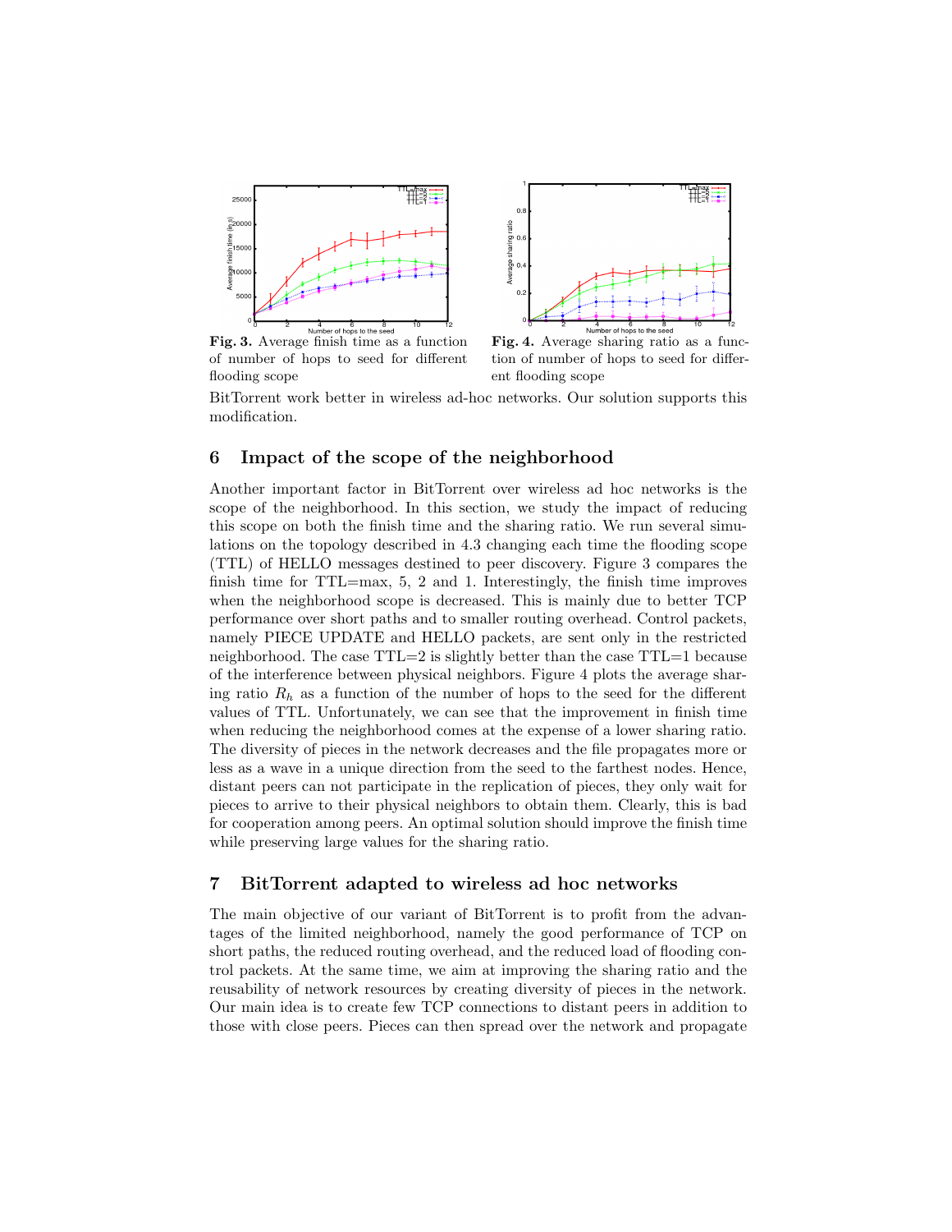**Fig. 3.** Average finish time as a function of number of hops to seed for different flooding scope

**Fig. 4.** Average sharing ratio as a function of number of hops to seed for different flooding scope

BitTorrent work better in wireless ad-hoc networks. Our solution supports this modification.

## 6 Impact of the scope of the neighborhood

Another important factor in BitTorrent over wireless ad hoc networks is the scope of the neighborhood. In this section, we study the impact of reducing this scope on both the finish time and the sharing ratio. We run several simulations on the topology described in 4.3 changing each time the flooding scope (TTL) of HELLO messages destined to peer discovery. Figure 3 compares the finish time for TTL=max, 5, 2 and 1. Interestingly, the finish time improves when the neighborhood scope is decreased. This is mainly due to better TCP performance over short paths and to smaller routing overhead. Control packets, namely PIECE UPDATE and HELLO packets, are sent only in the restricted neighborhood. The case TTL=2 is slightly better than the case TTL=1 because of the interference between physical neighbors. Figure 4 plots the average sharing ratio $R_h$ as a function of the number of hops to the seed for the different values of TTL. Unfortunately, we can see that the improvement in finish time when reducing the neighborhood comes at the expense of a lower sharing ratio. The diversity of pieces in the network decreases and the file propagates more or less as a wave in a unique direction from the seed to the farthest nodes. Hence, distant peers can not participate in the replication of pieces, they only wait for pieces to arrive to their physical neighbors to obtain them. Clearly, this is bad for cooperation among peers. An optimal solution should improve the finish time while preserving large values for the sharing ratio.

## 7 BitTorrent adapted to wireless ad hoc networks

The main objective of our variant of BitTorrent is to profit from the advantages of the limited neighborhood, namely the good performance of TCP on short paths, the reduced routing overhead, and the reduced load of flooding control packets. At the same time, we aim at improving the sharing ratio and the reusability of network resources by creating diversity of pieces in the network. Our main idea is to create few TCP connections to distant peers in addition to those with close peers. Pieces can then spread over the network and propagate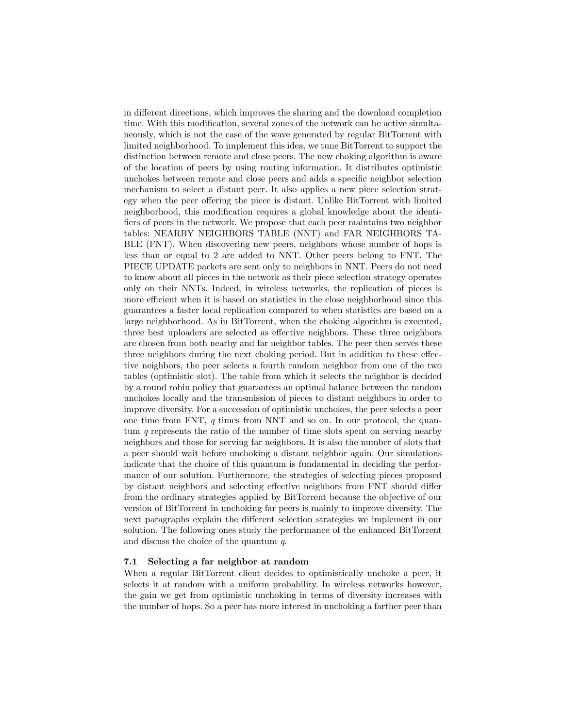in different directions, which improves the sharing and the download completion time. With this modification, several zones of the network can be active simultaneously, which is not the case of the wave generated by regular BitTorrent with limited neighborhood. To implement this idea, we tune BitTorrent to support the distinction between remote and close peers. The new choking algorithm is aware of the location of peers by using routing information. It distributes optimistic unchokes between remote and close peers and adds a specific neighbor selection mechanism to select a distant peer. It also applies a new piece selection strategy when the peer offering the piece is distant. Unlike BitTorrent with limited neighborhood, this modification requires a global knowledge about the identifiers of peers in the network. We propose that each peer maintains two neighbor tables: NEARBY NEIGHBORS TABLE (NNT) and FAR NEIGHBORS TABLE (FNT). When discovering new peers, neighbors whose number of hops is less than or equal to 2 are added to NNT. Other peers belong to FNT. The PIECE UPDATE packets are sent only to neighbors in NNT. Peers do not need to know about all pieces in the network as their piece selection strategy operates only on their NNTs. Indeed, in wireless networks, the replication of pieces is more efficient when it is based on statistics in the close neighborhood since this guarantees a faster local replication compared to when statistics are based on a large neighborhood. As in BitTorrent, when the choking algorithm is executed, three best uploaders are selected as effective neighbors. These three neighbors are chosen from both nearby and far neighbor tables. The peer then serves these three neighbors during the next choking period. But in addition to these effective neighbors, the peer selects a fourth random neighbor from one of the two tables (optimistic slot). The table from which it selects the neighbor is decided by a round robin policy that guarantees an optimal balance between the random unchokes locally and the transmission of pieces to distant neighbors in order to improve diversity. For a succession of optimistic unchokes, the peer selects a peer one time from FNT, $q$ times from NNT and so on. In our protocol, the quantum $q$ represents the ratio of the number of time slots spent on serving nearby neighbors and those for serving far neighbors. It is also the number of slots that a peer should wait before unchoking a distant neighbor again. Our simulations indicate that the choice of this quantum is fundamental in deciding the performance of our solution. Furthermore, the strategies of selecting pieces proposed by distant neighbors and selecting effective neighbors from FNT should differ from the ordinary strategies applied by BitTorrent because the objective of our version of BitTorrent in unchoking far peers is mainly to improve diversity. The next paragraphs explain the different selection strategies we implement in our solution. The following ones study the performance of the enhanced BitTorrent and discuss the choice of the quantum $q$.

### 7.1 Selecting a far neighbor at random

When a regular BitTorrent client decides to optimistically unchoke a peer, it selects it at random with a uniform probability. In wireless networks however, the gain we get from optimistic unchoking in terms of diversity increases with the number of hops. So a peer has more interest in unchoking a farther peer than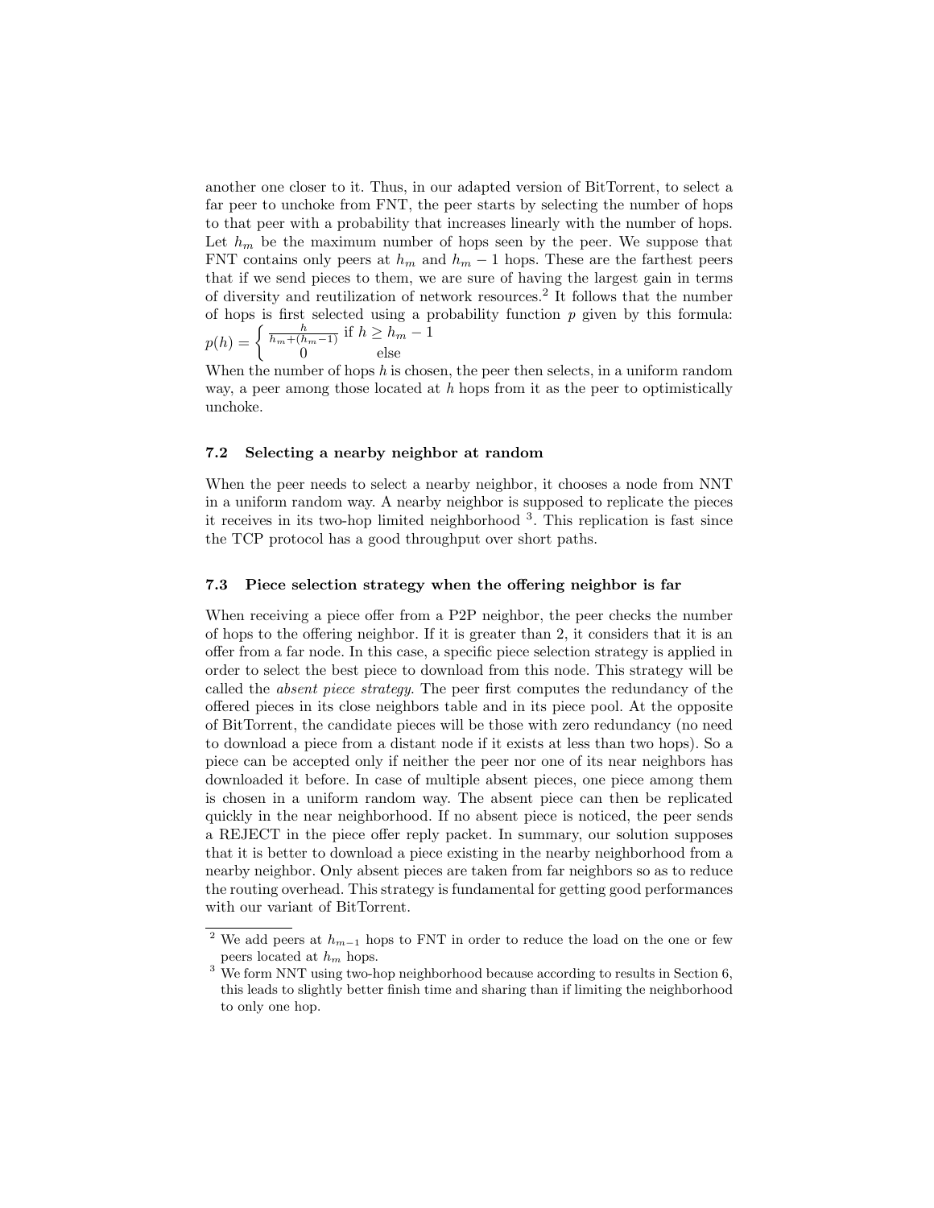another one closer to it. Thus, in our adapted version of BitTorrent, to select a far peer to unchoke from FNT, the peer starts by selecting the number of hops to that peer with a probability that increases linearly with the number of hops. Let $h_m$ be the maximum number of hops seen by the peer. We suppose that FNT contains only peers at $h_m$ and $h_m - 1$ hops. These are the farthest peers that if we send pieces to them, we are sure of having the largest gain in terms of diversity and reutilization of network resources.[2] It follows that the number of hops is first selected using a probability function $p$ given by this formula:

$$p(h) = \begin{cases} \frac{h}{h_m + (h_m - 1)} & \text{if } h \geq h_m - 1 \\ 0 & \text{else} \end{cases}$$

When the number of hops $h$ is chosen, the peer then selects, in a uniform random way, a peer among those located at $h$ hops from it as the peer to optimistically unchoke.

### 7.2 Selecting a nearby neighbor at random

When the peer needs to select a nearby neighbor, it chooses a node from NNT in a uniform random way. A nearby neighbor is supposed to replicate the pieces it receives in its two-hop limited neighborhood [3]. This replication is fast since the TCP protocol has a good throughput over short paths.

### 7.3 Piece selection strategy when the offering neighbor is far

When receiving a piece offer from a P2P neighbor, the peer checks the number of hops to the offering neighbor. If it is greater than 2, it considers that it is an offer from a far node. In this case, a specific piece selection strategy is applied in order to select the best piece to download from this node. This strategy will be called the *absent piece strategy*. The peer first computes the redundancy of the offered pieces in its close neighbors table and in its piece pool. At the opposite of BitTorrent, the candidate pieces will be those with zero redundancy (no need to download a piece from a distant node if it exists at less than two hops). So a piece can be accepted only if neither the peer nor one of its near neighbors has downloaded it before. In case of multiple absent pieces, one piece among them is chosen in a uniform random way. The absent piece can then be replicated quickly in the near neighborhood. If no absent piece is noticed, the peer sends a REJECT in the piece offer reply packet. In summary, our solution supposes that it is better to download a piece existing in the nearby neighborhood from a nearby neighbor. Only absent pieces are taken from far neighbors so as to reduce the routing overhead. This strategy is fundamental for getting good performances with our variant of BitTorrent.

---

[2] We add peers at $h_{m-1}$ hops to FNT in order to reduce the load on the one or few peers located at $h_m$ hops.

[3] We form NNT using two-hop neighborhood because according to results in Section 6, this leads to slightly better finish time and sharing than if limiting the neighborhood to only one hop.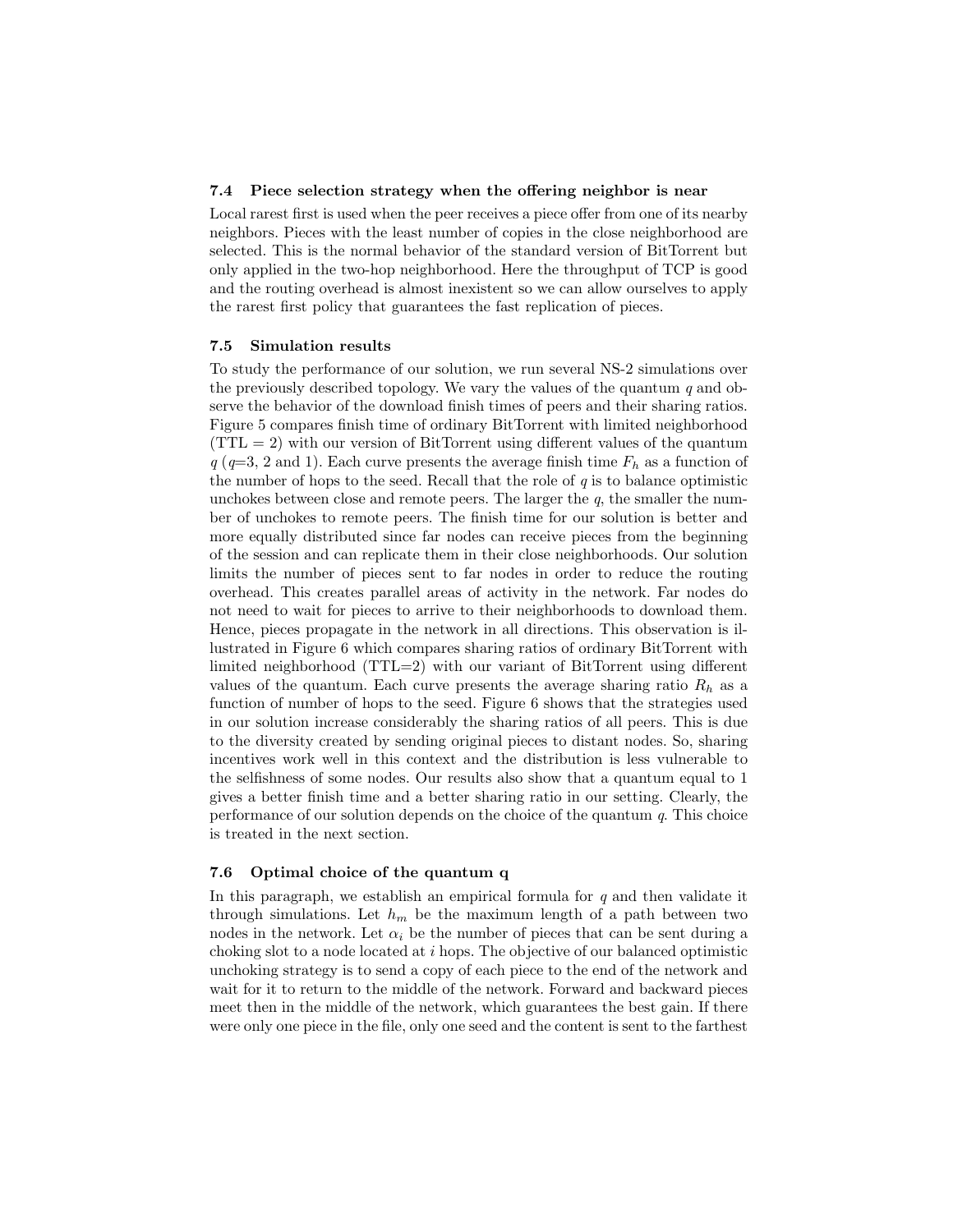### 7.4 Piece selection strategy when the offering neighbor is near

Local rarest first is used when the peer receives a piece offer from one of its nearby neighbors. Pieces with the least number of copies in the close neighborhood are selected. This is the normal behavior of the standard version of BitTorrent but only applied in the two-hop neighborhood. Here the throughput of TCP is good and the routing overhead is almost inexistent so we can allow ourselves to apply the rarest first policy that guarantees the fast replication of pieces.

### 7.5 Simulation results

To study the performance of our solution, we run several NS-2 simulations over the previously described topology. We vary the values of the quantum $q$ and observe the behavior of the download finish times of peers and their sharing ratios. Figure 5 compares finish time of ordinary BitTorrent with limited neighborhood (TTL = 2) with our version of BitTorrent using different values of the quantum $q$ ($q$=3, 2 and 1). Each curve presents the average finish time $F_h$ as a function of the number of hops to the seed. Recall that the role of $q$ is to balance optimistic unchokes between close and remote peers. The larger the $q$, the smaller the number of unchokes to remote peers. The finish time for our solution is better and more equally distributed since far nodes can receive pieces from the beginning of the session and can replicate them in their close neighborhoods. Our solution limits the number of pieces sent to far nodes in order to reduce the routing overhead. This creates parallel areas of activity in the network. Far nodes do not need to wait for pieces to arrive to their neighborhoods to download them. Hence, pieces propagate in the network in all directions. This observation is illustrated in Figure 6 which compares sharing ratios of ordinary BitTorrent with limited neighborhood (TTL=2) with our variant of BitTorrent using different values of the quantum. Each curve presents the average sharing ratio $R_h$ as a function of number of hops to the seed. Figure 6 shows that the strategies used in our solution increase considerably the sharing ratios of all peers. This is due to the diversity created by sending original pieces to distant nodes. So, sharing incentives work well in this context and the distribution is less vulnerable to the selfishness of some nodes. Our results also show that a quantum equal to 1 gives a better finish time and a better sharing ratio in our setting. Clearly, the performance of our solution depends on the choice of the quantum $q$. This choice is treated in the next section.

### 7.6 Optimal choice of the quantum q

In this paragraph, we establish an empirical formula for $q$ and then validate it through simulations. Let $h_m$ be the maximum length of a path between two nodes in the network. Let $\alpha_i$ be the number of pieces that can be sent during a choking slot to a node located at $i$ hops. The objective of our balanced optimistic unchoking strategy is to send a copy of each piece to the end of the network and wait for it to return to the middle of the network. Forward and backward pieces meet then in the middle of the network, which guarantees the best gain. If there were only one piece in the file, only one seed and the content is sent to the farthest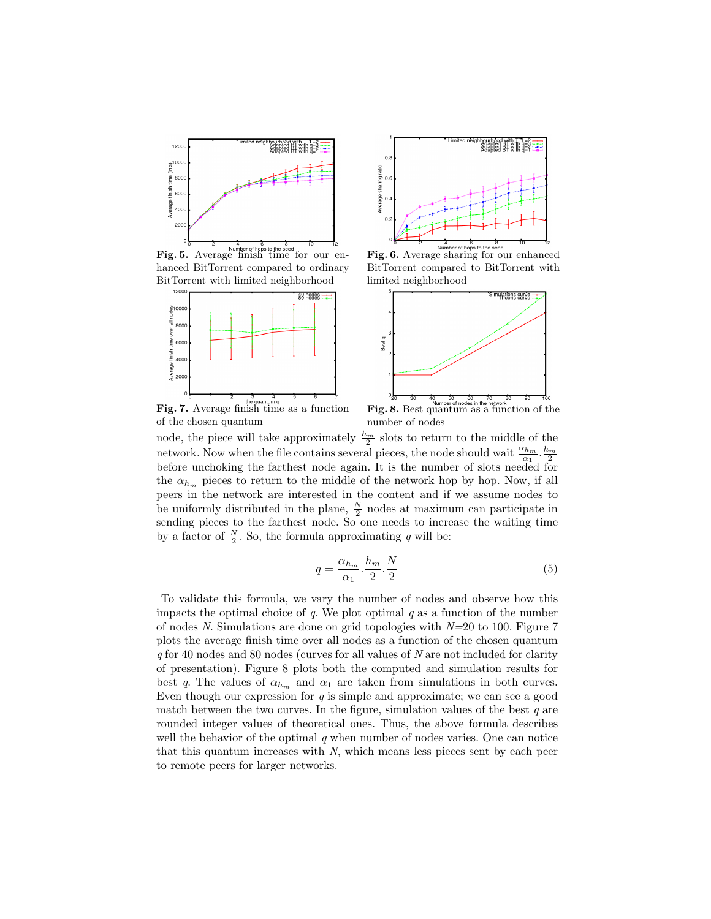Fig. 5. Average finish time for our enhanced BitTorrent compared to ordinary BitTorrent with limited neighborhood

Fig. 6. Average sharing for our enhanced BitTorrent compared to BitTorrent with limited neighborhood

Fig. 7. Average finish time as a function of the chosen quantum

Fig. 8. Best quantum as a function of the number of nodes

node, the piece will take approximately $\frac{h_m}{2}$ slots to return to the middle of the network. Now when the file contains several pieces, the node should wait $\frac{\alpha_{h_m}}{\alpha_1}.\frac{h_m}{2}$ before unchoking the farthest node again. It is the number of slots needed for the $\alpha_{h_m}$ pieces to return to the middle of the network hop by hop. Now, if all peers in the network are interested in the content and if we assume nodes to be uniformly distributed in the plane, $\frac{N}{2}$ nodes at maximum can participate in sending pieces to the farthest node. So one needs to increase the waiting time by a factor of $\frac{N}{2}$. So, the formula approximating $q$ will be:

$$q = \frac{\alpha_{h_m}}{\alpha_1}.\frac{h_m}{2}.\frac{N}{2} \tag{5}$$

To validate this formula, we vary the number of nodes and observe how this impacts the optimal choice of $q$. We plot optimal $q$ as a function of the number of nodes $N$. Simulations are done on grid topologies with $N$=20 to 100. Figure 7 plots the average finish time over all nodes as a function of the chosen quantum $q$ for 40 nodes and 80 nodes (curves for all values of $N$ are not included for clarity of presentation). Figure 8 plots both the computed and simulation results for best $q$. The values of $\alpha_{h_m}$ and $\alpha_1$ are taken from simulations in both curves. Even though our expression for $q$ is simple and approximate; we can see a good match between the two curves. In the figure, simulation values of the best $q$ are rounded integer values of theoretical ones. Thus, the above formula describes well the behavior of the optimal $q$ when number of nodes varies. One can notice that this quantum increases with $N$, which means less pieces sent by each peer to remote peers for larger networks.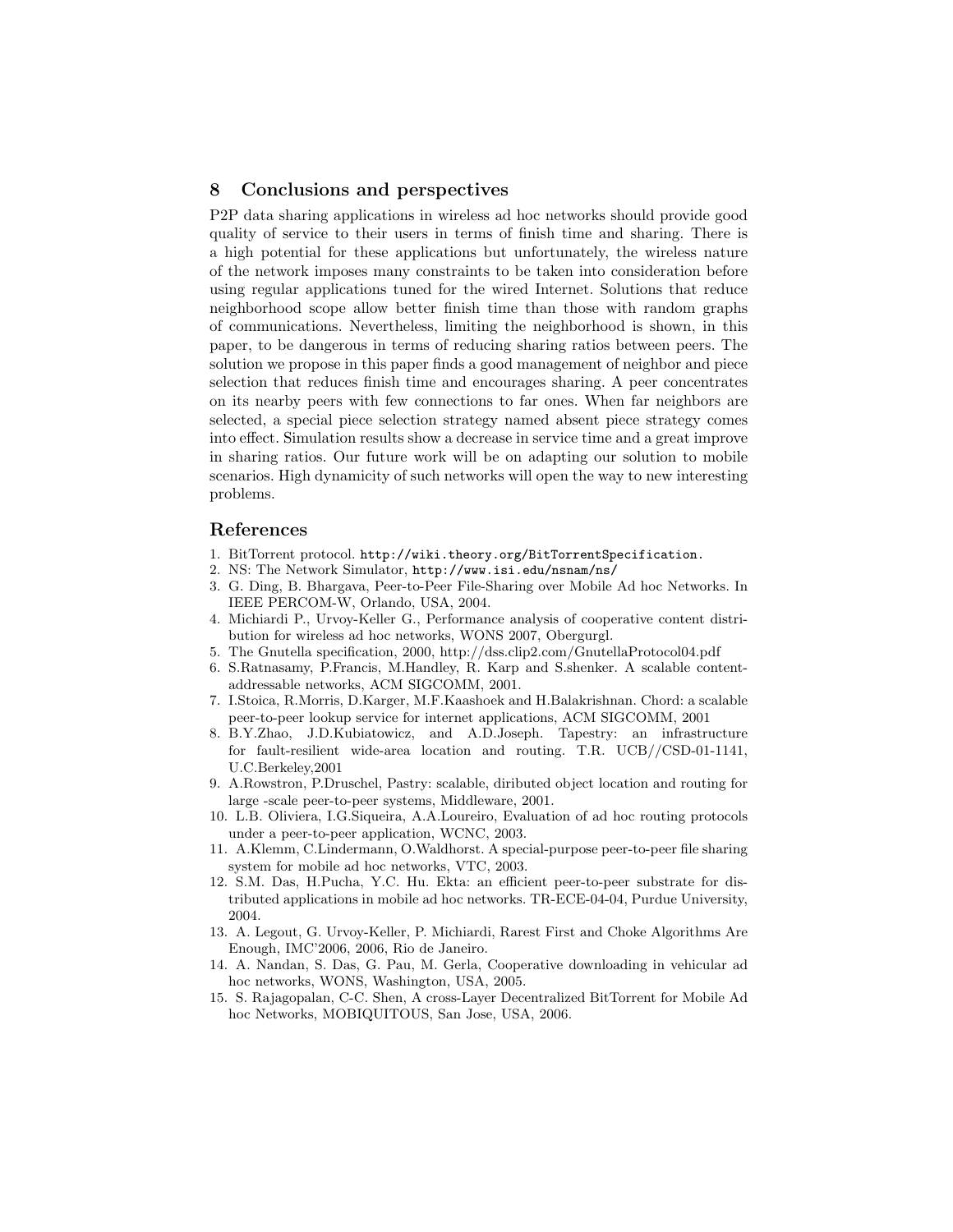## 8 Conclusions and perspectives

P2P data sharing applications in wireless ad hoc networks should provide good quality of service to their users in terms of finish time and sharing. There is a high potential for these applications but unfortunately, the wireless nature of the network imposes many constraints to be taken into consideration before using regular applications tuned for the wired Internet. Solutions that reduce neighborhood scope allow better finish time than those with random graphs of communications. Nevertheless, limiting the neighborhood is shown, in this paper, to be dangerous in terms of reducing sharing ratios between peers. The solution we propose in this paper finds a good management of neighbor and piece selection that reduces finish time and encourages sharing. A peer concentrates on its nearby peers with few connections to far ones. When far neighbors are selected, a special piece selection strategy named absent piece strategy comes into effect. Simulation results show a decrease in service time and a great improve in sharing ratios. Our future work will be on adapting our solution to mobile scenarios. High dynamicity of such networks will open the way to new interesting problems.

## References

1. BitTorrent protocol. `http://wiki.theory.org/BitTorrentSpecification.`
2. NS: The Network Simulator, `http://www.isi.edu/nsnam/ns/`
3. G. Ding, B. Bhargava, Peer-to-Peer File-Sharing over Mobile Ad hoc Networks. In IEEE PERCOM-W, Orlando, USA, 2004.
4. Michiardi P., Urvoy-Keller G., Performance analysis of cooperative content distribution for wireless ad hoc networks, WONS 2007, Obergurgl.
5. The Gnutella specification, 2000, http://dss.clip2.com/GnutellaProtocol04.pdf
6. S.Ratnasamy, P.Francis, M.Handley, R. Karp and S.shenker. A scalable content-addressable networks, ACM SIGCOMM, 2001.
7. I.Stoica, R.Morris, D.Karger, M.F.Kaashoek and H.Balakrishnan. Chord: a scalable peer-to-peer lookup service for internet applications, ACM SIGCOMM, 2001
8. B.Y.Zhao, J.D.Kubiatowicz, and A.D.Joseph. Tapestry: an infrastructure for fault-resilient wide-area location and routing. T.R. UCB//CSD-01-1141, U.C.Berkeley,2001
9. A.Rowstron, P.Druschel, Pastry: scalable, diributed object location and routing for large -scale peer-to-peer systems, Middleware, 2001.
10. L.B. Oliviera, I.G.Siqueira, A.A.Loureiro, Evaluation of ad hoc routing protocols under a peer-to-peer application, WCNC, 2003.
11. A.Klemm, C.Lindermann, O.Waldhorst. A special-purpose peer-to-peer file sharing system for mobile ad hoc networks, VTC, 2003.
12. S.M. Das, H.Pucha, Y.C. Hu. Ekta: an efficient peer-to-peer substrate for distributed applications in mobile ad hoc networks. TR-ECE-04-04, Purdue University, 2004.
13. A. Legout, G. Urvoy-Keller, P. Michiardi, Rarest First and Choke Algorithms Are Enough, IMC'2006, 2006, Rio de Janeiro.
14. A. Nandan, S. Das, G. Pau, M. Gerla, Cooperative downloading in vehicular ad hoc networks, WONS, Washington, USA, 2005.
15. S. Rajagopalan, C-C. Shen, A cross-Layer Decentralized BitTorrent for Mobile Ad hoc Networks, MOBIQUITOUS, San Jose, USA, 2006.